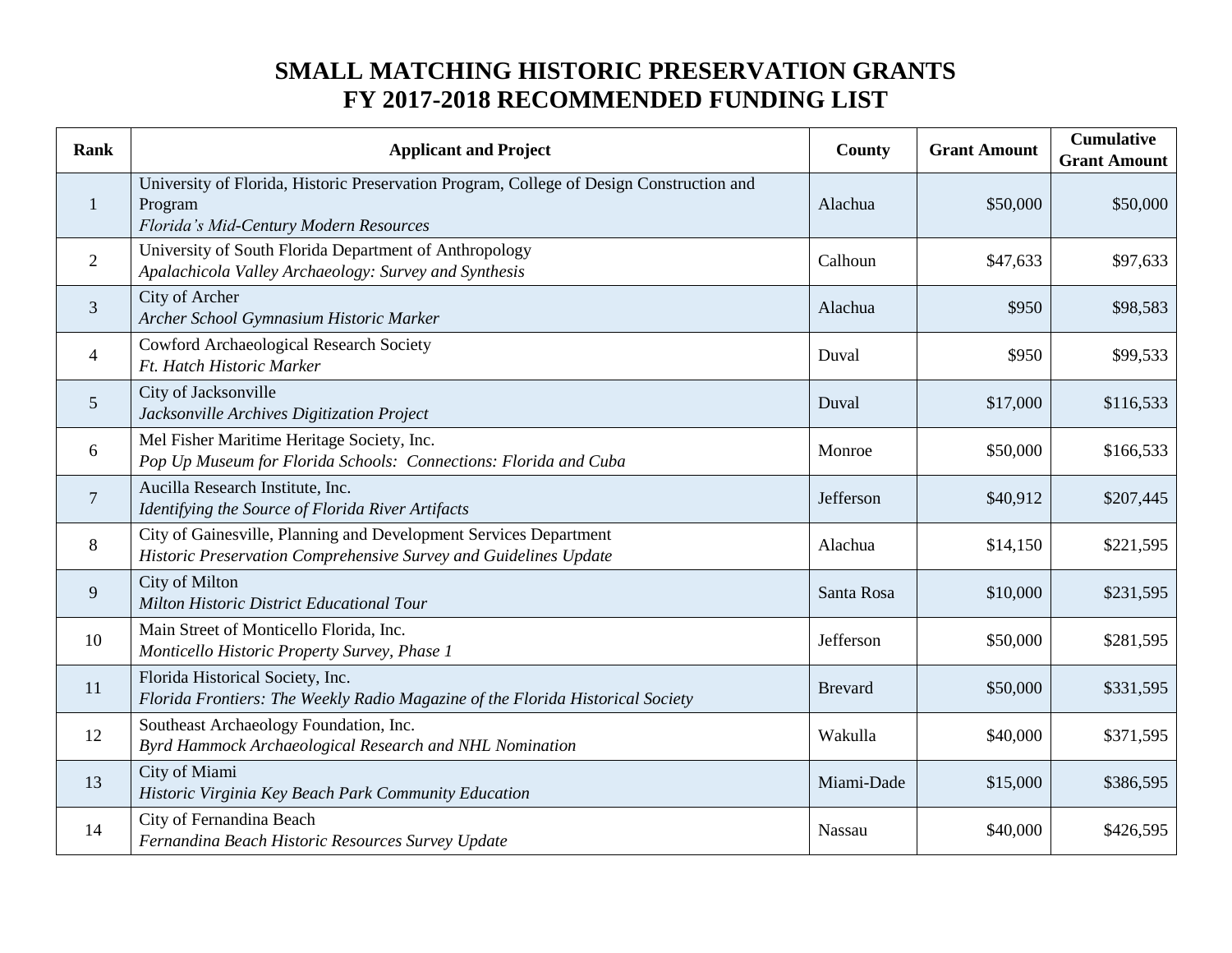# SMALL MATCHING HISTORIC PRESERVATION GRANTS
# FY 2017-2018 RECOMMENDED FUNDING LIST

| Rank | Applicant and Project | County | Grant Amount | Cumulative Grant Amount |
|---|---|---|---|---|
| 1 | University of Florida, Historic Preservation Program, College of Design Construction and Program<br>*Florida's Mid-Century Modern Resources* | Alachua | $50,000 | $50,000 |
| 2 | University of South Florida Department of Anthropology<br>*Apalachicola Valley Archaeology: Survey and Synthesis* | Calhoun | $47,633 | $97,633 |
| 3 | City of Archer<br>*Archer School Gymnasium Historic Marker* | Alachua | $950 | $98,583 |
| 4 | Cowford Archaeological Research Society<br>*Ft. Hatch Historic Marker* | Duval | $950 | $99,533 |
| 5 | City of Jacksonville<br>*Jacksonville Archives Digitization Project* | Duval | $17,000 | $116,533 |
| 6 | Mel Fisher Maritime Heritage Society, Inc.<br>*Pop Up Museum for Florida Schools: Connections: Florida and Cuba* | Monroe | $50,000 | $166,533 |
| 7 | Aucilla Research Institute, Inc.<br>*Identifying the Source of Florida River Artifacts* | Jefferson | $40,912 | $207,445 |
| 8 | City of Gainesville, Planning and Development Services Department<br>*Historic Preservation Comprehensive Survey and Guidelines Update* | Alachua | $14,150 | $221,595 |
| 9 | City of Milton<br>*Milton Historic District Educational Tour* | Santa Rosa | $10,000 | $231,595 |
| 10 | Main Street of Monticello Florida, Inc.<br>*Monticello Historic Property Survey, Phase 1* | Jefferson | $50,000 | $281,595 |
| 11 | Florida Historical Society, Inc.<br>*Florida Frontiers: The Weekly Radio Magazine of the Florida Historical Society* | Brevard | $50,000 | $331,595 |
| 12 | Southeast Archaeology Foundation, Inc.<br>*Byrd Hammock Archaeological Research and NHL Nomination* | Wakulla | $40,000 | $371,595 |
| 13 | City of Miami<br>*Historic Virginia Key Beach Park Community Education* | Miami-Dade | $15,000 | $386,595 |
| 14 | City of Fernandina Beach<br>*Fernandina Beach Historic Resources Survey Update* | Nassau | $40,000 | $426,595 |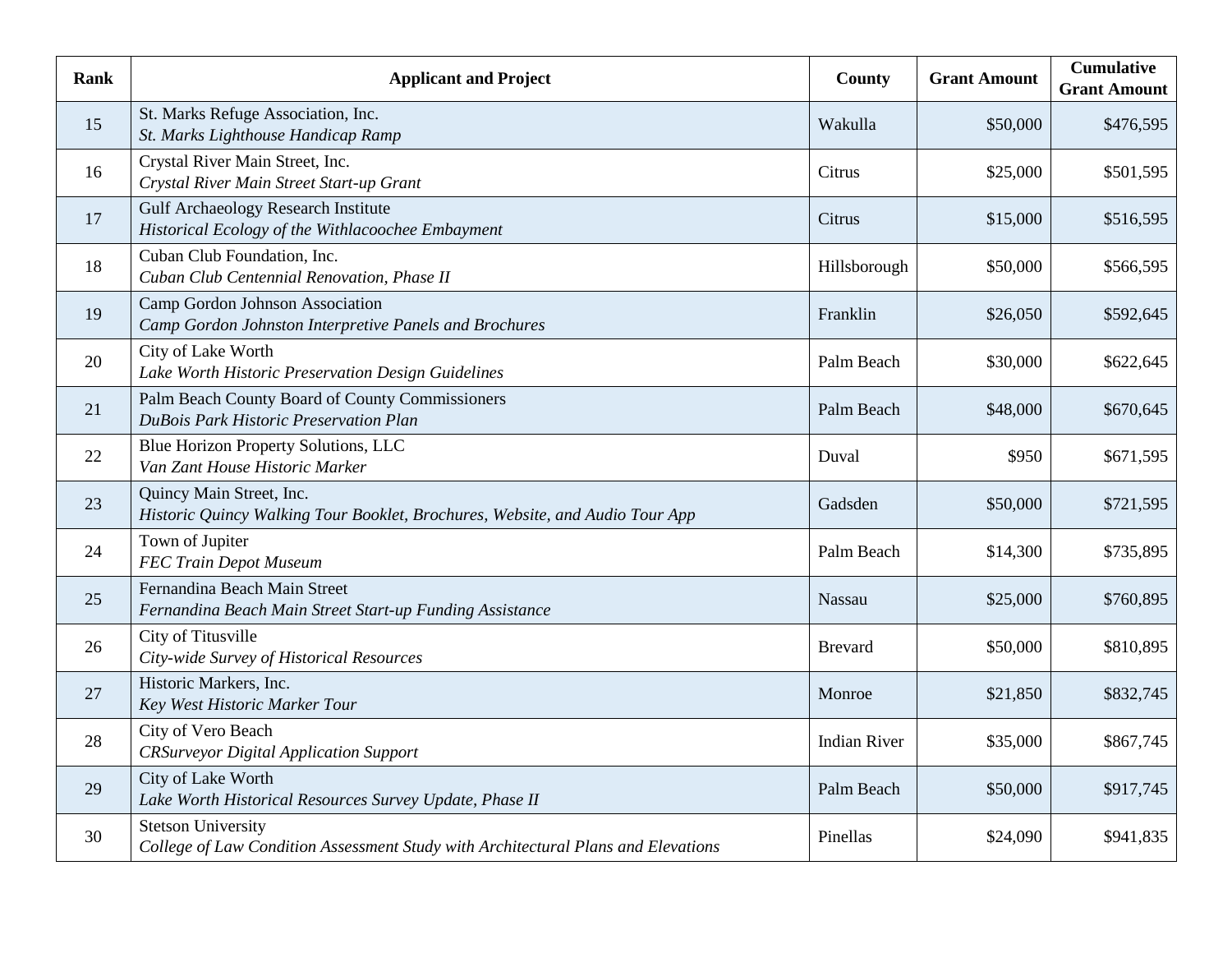| Rank | Applicant and Project | County | Grant Amount | Cumulative Grant Amount |
|---|---|---|---|---|
| 15 | St. Marks Refuge Association, Inc.<br>*St. Marks Lighthouse Handicap Ramp* | Wakulla | $50,000 | $476,595 |
| 16 | Crystal River Main Street, Inc.<br>*Crystal River Main Street Start-up Grant* | Citrus | $25,000 | $501,595 |
| 17 | Gulf Archaeology Research Institute<br>*Historical Ecology of the Withlacoochee Embayment* | Citrus | $15,000 | $516,595 |
| 18 | Cuban Club Foundation, Inc.<br>*Cuban Club Centennial Renovation, Phase II* | Hillsborough | $50,000 | $566,595 |
| 19 | Camp Gordon Johnson Association<br>*Camp Gordon Johnston Interpretive Panels and Brochures* | Franklin | $26,050 | $592,645 |
| 20 | City of Lake Worth<br>*Lake Worth Historic Preservation Design Guidelines* | Palm Beach | $30,000 | $622,645 |
| 21 | Palm Beach County Board of County Commissioners<br>*DuBois Park Historic Preservation Plan* | Palm Beach | $48,000 | $670,645 |
| 22 | Blue Horizon Property Solutions, LLC<br>*Van Zant House Historic Marker* | Duval | $950 | $671,595 |
| 23 | Quincy Main Street, Inc.<br>*Historic Quincy Walking Tour Booklet, Brochures, Website, and Audio Tour App* | Gadsden | $50,000 | $721,595 |
| 24 | Town of Jupiter<br>*FEC Train Depot Museum* | Palm Beach | $14,300 | $735,895 |
| 25 | Fernandina Beach Main Street<br>*Fernandina Beach Main Street Start-up Funding Assistance* | Nassau | $25,000 | $760,895 |
| 26 | City of Titusville<br>*City-wide Survey of Historical Resources* | Brevard | $50,000 | $810,895 |
| 27 | Historic Markers, Inc.<br>*Key West Historic Marker Tour* | Monroe | $21,850 | $832,745 |
| 28 | City of Vero Beach<br>*CRSurveyor Digital Application Support* | Indian River | $35,000 | $867,745 |
| 29 | City of Lake Worth<br>*Lake Worth Historical Resources Survey Update, Phase II* | Palm Beach | $50,000 | $917,745 |
| 30 | Stetson University<br>*College of Law Condition Assessment Study with Architectural Plans and Elevations* | Pinellas | $24,090 | $941,835 |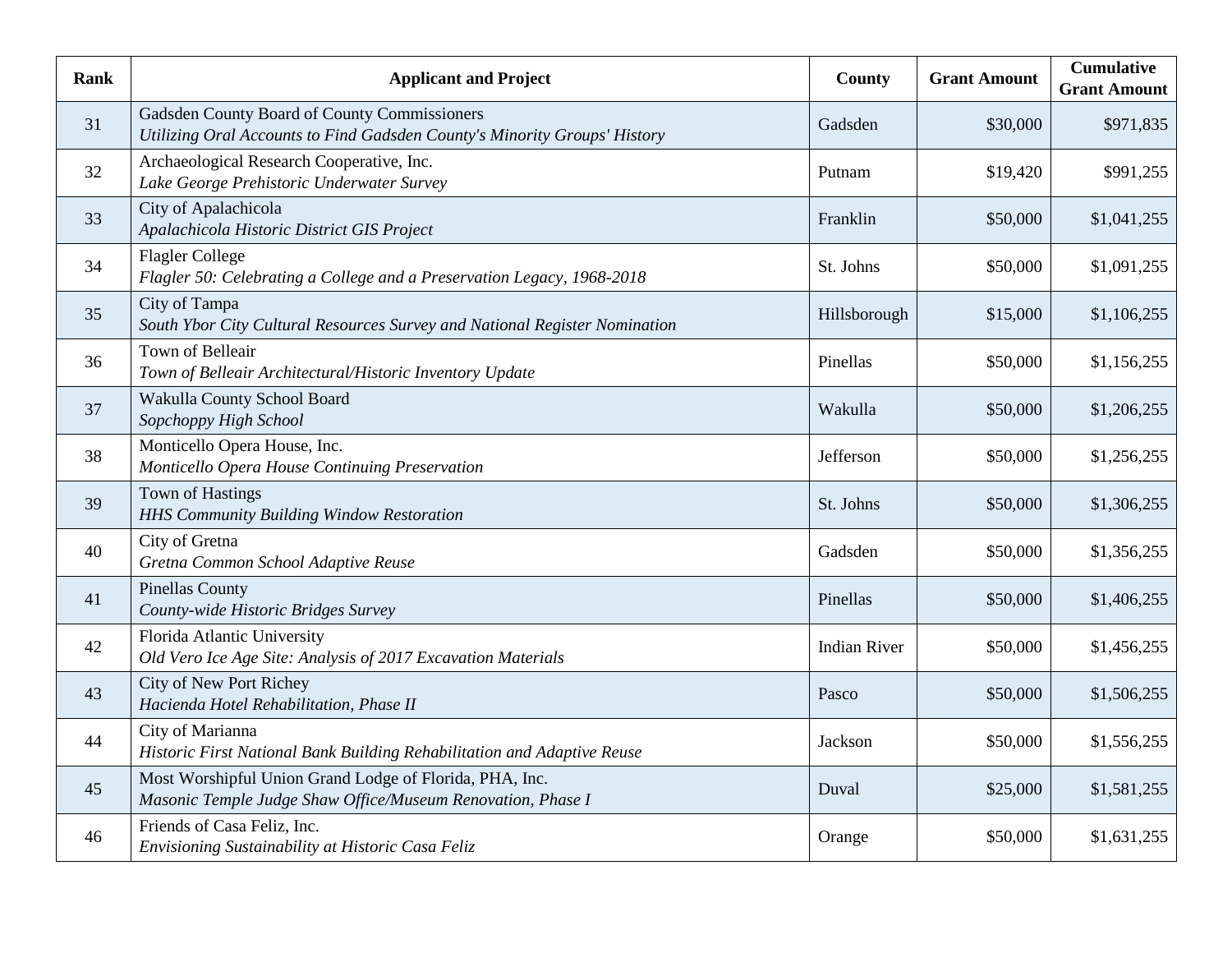| Rank | Applicant and Project | County | Grant Amount | Cumulative Grant Amount |
|---|---|---|---|---|
| 31 | Gadsden County Board of County Commissioners<br>*Utilizing Oral Accounts to Find Gadsden County's Minority Groups' History* | Gadsden | $30,000 | $971,835 |
| 32 | Archaeological Research Cooperative, Inc.<br>*Lake George Prehistoric Underwater Survey* | Putnam | $19,420 | $991,255 |
| 33 | City of Apalachicola<br>*Apalachicola Historic District GIS Project* | Franklin | $50,000 | $1,041,255 |
| 34 | Flagler College<br>*Flagler 50: Celebrating a College and a Preservation Legacy, 1968-2018* | St. Johns | $50,000 | $1,091,255 |
| 35 | City of Tampa<br>*South Ybor City Cultural Resources Survey and National Register Nomination* | Hillsborough | $15,000 | $1,106,255 |
| 36 | Town of Belleair<br>*Town of Belleair Architectural/Historic Inventory Update* | Pinellas | $50,000 | $1,156,255 |
| 37 | Wakulla County School Board<br>*Sopchoppy High School* | Wakulla | $50,000 | $1,206,255 |
| 38 | Monticello Opera House, Inc.<br>*Monticello Opera House Continuing Preservation* | Jefferson | $50,000 | $1,256,255 |
| 39 | Town of Hastings<br>*HHS Community Building Window Restoration* | St. Johns | $50,000 | $1,306,255 |
| 40 | City of Gretna<br>*Gretna Common School Adaptive Reuse* | Gadsden | $50,000 | $1,356,255 |
| 41 | Pinellas County<br>*County-wide Historic Bridges Survey* | Pinellas | $50,000 | $1,406,255 |
| 42 | Florida Atlantic University<br>*Old Vero Ice Age Site: Analysis of 2017 Excavation Materials* | Indian River | $50,000 | $1,456,255 |
| 43 | City of New Port Richey<br>*Hacienda Hotel Rehabilitation, Phase II* | Pasco | $50,000 | $1,506,255 |
| 44 | City of Marianna<br>*Historic First National Bank Building Rehabilitation and Adaptive Reuse* | Jackson | $50,000 | $1,556,255 |
| 45 | Most Worshipful Union Grand Lodge of Florida, PHA, Inc.<br>*Masonic Temple Judge Shaw Office/Museum Renovation, Phase I* | Duval | $25,000 | $1,581,255 |
| 46 | Friends of Casa Feliz, Inc.<br>*Envisioning Sustainability at Historic Casa Feliz* | Orange | $50,000 | $1,631,255 |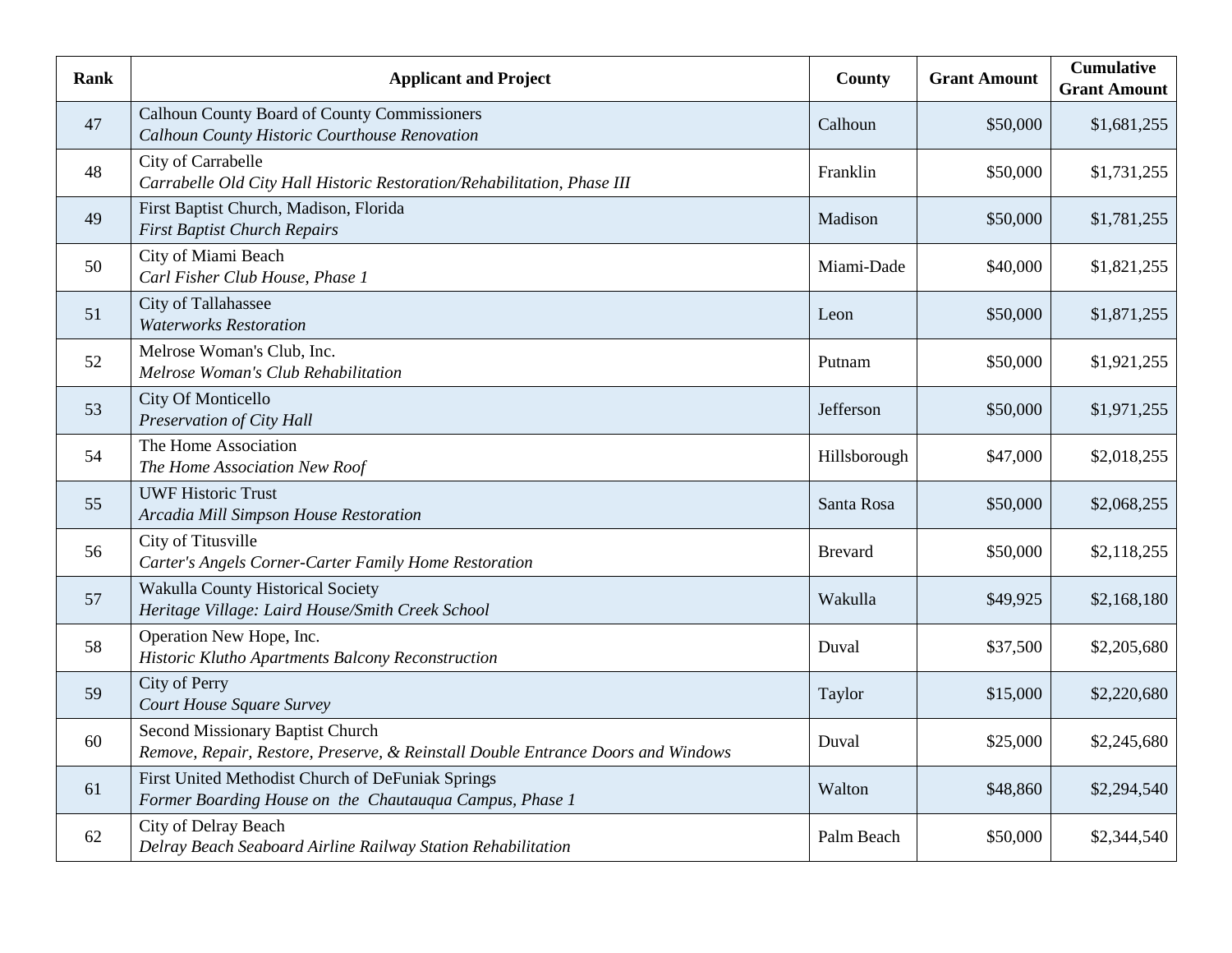| Rank | Applicant and Project | County | Grant Amount | Cumulative Grant Amount |
|---|---|---|---|---|
| 47 | Calhoun County Board of County Commissioners<br>*Calhoun County Historic Courthouse Renovation* | Calhoun | $50,000 | $1,681,255 |
| 48 | City of Carrabelle<br>*Carrabelle Old City Hall Historic Restoration/Rehabilitation, Phase III* | Franklin | $50,000 | $1,731,255 |
| 49 | First Baptist Church, Madison, Florida<br>*First Baptist Church Repairs* | Madison | $50,000 | $1,781,255 |
| 50 | City of Miami Beach<br>*Carl Fisher Club House, Phase 1* | Miami-Dade | $40,000 | $1,821,255 |
| 51 | City of Tallahassee<br>*Waterworks Restoration* | Leon | $50,000 | $1,871,255 |
| 52 | Melrose Woman's Club, Inc.<br>*Melrose Woman's Club Rehabilitation* | Putnam | $50,000 | $1,921,255 |
| 53 | City Of Monticello<br>*Preservation of City Hall* | Jefferson | $50,000 | $1,971,255 |
| 54 | The Home Association<br>*The Home Association New Roof* | Hillsborough | $47,000 | $2,018,255 |
| 55 | UWF Historic Trust<br>*Arcadia Mill Simpson House Restoration* | Santa Rosa | $50,000 | $2,068,255 |
| 56 | City of Titusville<br>*Carter's Angels Corner-Carter Family Home Restoration* | Brevard | $50,000 | $2,118,255 |
| 57 | Wakulla County Historical Society<br>*Heritage Village: Laird House/Smith Creek School* | Wakulla | $49,925 | $2,168,180 |
| 58 | Operation New Hope, Inc.<br>*Historic Klutho Apartments Balcony Reconstruction* | Duval | $37,500 | $2,205,680 |
| 59 | City of Perry<br>*Court House Square Survey* | Taylor | $15,000 | $2,220,680 |
| 60 | Second Missionary Baptist Church<br>*Remove, Repair, Restore, Preserve, & Reinstall Double Entrance Doors and Windows* | Duval | $25,000 | $2,245,680 |
| 61 | First United Methodist Church of DeFuniak Springs<br>*Former Boarding House on the Chautauqua Campus, Phase 1* | Walton | $48,860 | $2,294,540 |
| 62 | City of Delray Beach<br>*Delray Beach Seaboard Airline Railway Station Rehabilitation* | Palm Beach | $50,000 | $2,344,540 |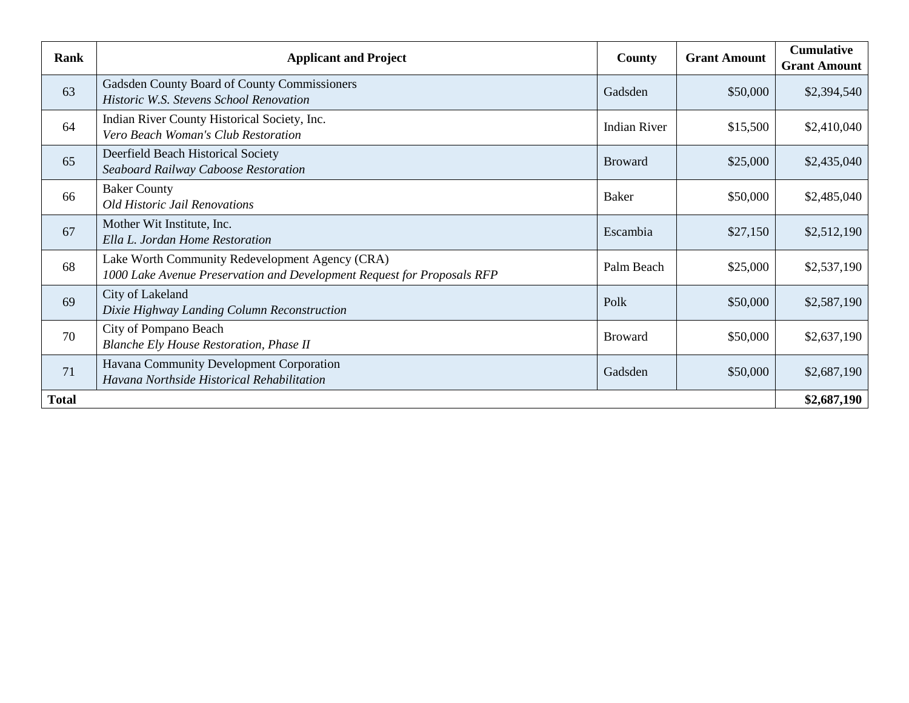| Rank | Applicant and Project | County | Grant Amount | Cumulative Grant Amount |
|---|---|---|---|---|
| 63 | Gadsden County Board of County Commissioners<br>*Historic W.S. Stevens School Renovation* | Gadsden | $50,000 | $2,394,540 |
| 64 | Indian River County Historical Society, Inc.<br>*Vero Beach Woman's Club Restoration* | Indian River | $15,500 | $2,410,040 |
| 65 | Deerfield Beach Historical Society<br>*Seaboard Railway Caboose Restoration* | Broward | $25,000 | $2,435,040 |
| 66 | Baker County<br>*Old Historic Jail Renovations* | Baker | $50,000 | $2,485,040 |
| 67 | Mother Wit Institute, Inc.<br>*Ella L. Jordan Home Restoration* | Escambia | $27,150 | $2,512,190 |
| 68 | Lake Worth Community Redevelopment Agency (CRA)<br>*1000 Lake Avenue Preservation and Development Request for Proposals RFP* | Palm Beach | $25,000 | $2,537,190 |
| 69 | City of Lakeland<br>*Dixie Highway Landing Column Reconstruction* | Polk | $50,000 | $2,587,190 |
| 70 | City of Pompano Beach<br>*Blanche Ely House Restoration, Phase II* | Broward | $50,000 | $2,637,190 |
| 71 | Havana Community Development Corporation<br>*Havana Northside Historical Rehabilitation* | Gadsden | $50,000 | $2,687,190 |
| **Total** | | | | **$2,687,190** |